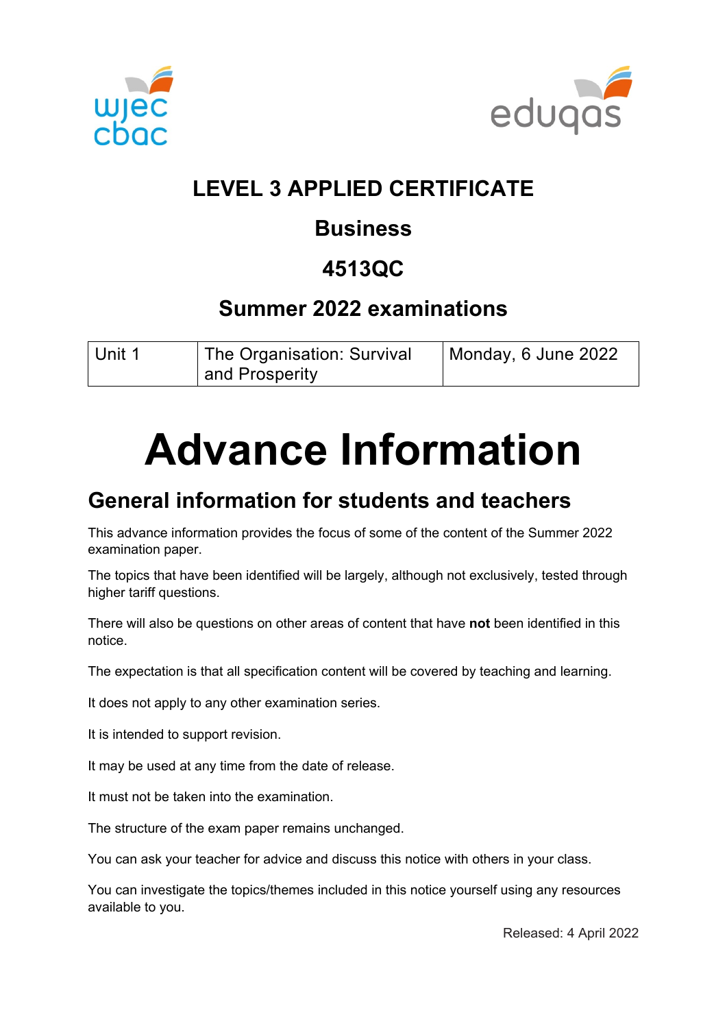# LEVEL 3 APPLIED CERTIFICATE

## Business

## 4513QC

## Summer 2022 examinations

| Unit 1 | The Organisation: Survival and Prosperity | Monday, 6 June 2022 |
|---|---|---|

# Advance Information

## General information for students and teachers

This advance information provides the focus of some of the content of the Summer 2022 examination paper.

The topics that have been identified will be largely, although not exclusively, tested through higher tariff questions.

There will also be questions on other areas of content that have **not** been identified in this notice.

The expectation is that all specification content will be covered by teaching and learning.

It does not apply to any other examination series.

It is intended to support revision.

It may be used at any time from the date of release.

It must not be taken into the examination.

The structure of the exam paper remains unchanged.

You can ask your teacher for advice and discuss this notice with others in your class.

You can investigate the topics/themes included in this notice yourself using any resources available to you.

Released: 4 April 2022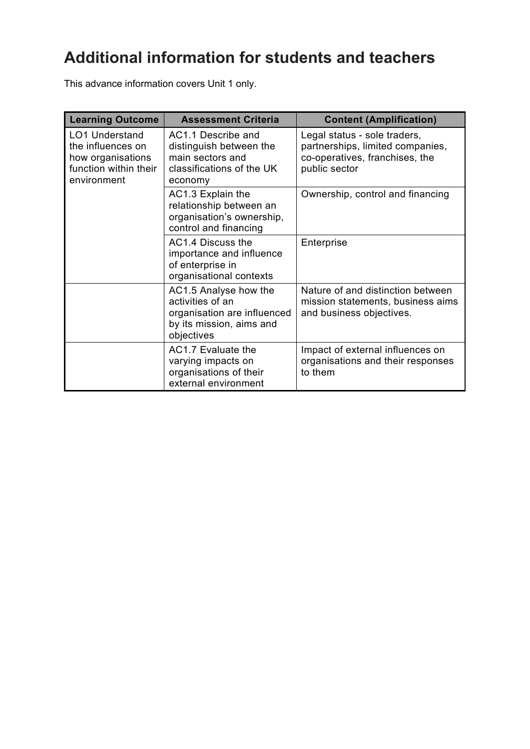# Additional information for students and teachers

This advance information covers Unit 1 only.

| Learning Outcome | Assessment Criteria | Content (Amplification) |
|---|---|---|
| LO1 Understand the influences on how organisations function within their environment | AC1.1 Describe and distinguish between the main sectors and classifications of the UK economy | Legal status - sole traders, partnerships, limited companies, co-operatives, franchises, the public sector |
| | AC1.3 Explain the relationship between an organisation's ownership, control and financing | Ownership, control and financing |
| | AC1.4 Discuss the importance and influence of enterprise in organisational contexts | Enterprise |
| | AC1.5 Analyse how the activities of an organisation are influenced by its mission, aims and objectives | Nature of and distinction between mission statements, business aims and business objectives. |
| | AC1.7 Evaluate the varying impacts on organisations of their external environment | Impact of external influences on organisations and their responses to them |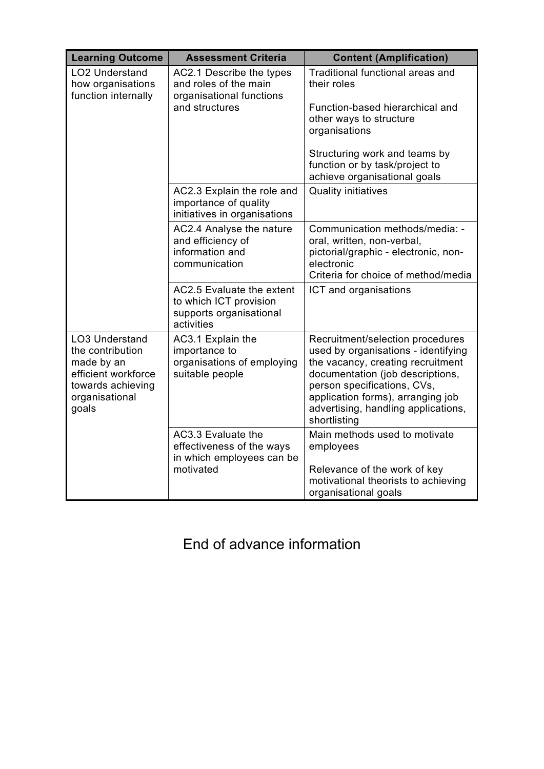| Learning Outcome | Assessment Criteria | Content (Amplification) |
|---|---|---|
| LO2 Understand how organisations function internally | AC2.1 Describe the types and roles of the main organisational functions and structures | Traditional functional areas and their roles<br><br>Function-based hierarchical and other ways to structure organisations<br><br>Structuring work and teams by function or by task/project to achieve organisational goals |
| | AC2.3 Explain the role and importance of quality initiatives in organisations | Quality initiatives |
| | AC2.4 Analyse the nature and efficiency of information and communication | Communication methods/media: - oral, written, non-verbal, pictorial/graphic - electronic, non-electronic<br>Criteria for choice of method/media |
| | AC2.5 Evaluate the extent to which ICT provision supports organisational activities | ICT and organisations |
| LO3 Understand the contribution made by an efficient workforce towards achieving organisational goals | AC3.1 Explain the importance to organisations of employing suitable people | Recruitment/selection procedures used by organisations - identifying the vacancy, creating recruitment documentation (job descriptions, person specifications, CVs, application forms), arranging job advertising, handling applications, shortlisting |
| | AC3.3 Evaluate the effectiveness of the ways in which employees can be motivated | Main methods used to motivate employees<br><br>Relevance of the work of key motivational theorists to achieving organisational goals |

End of advance information